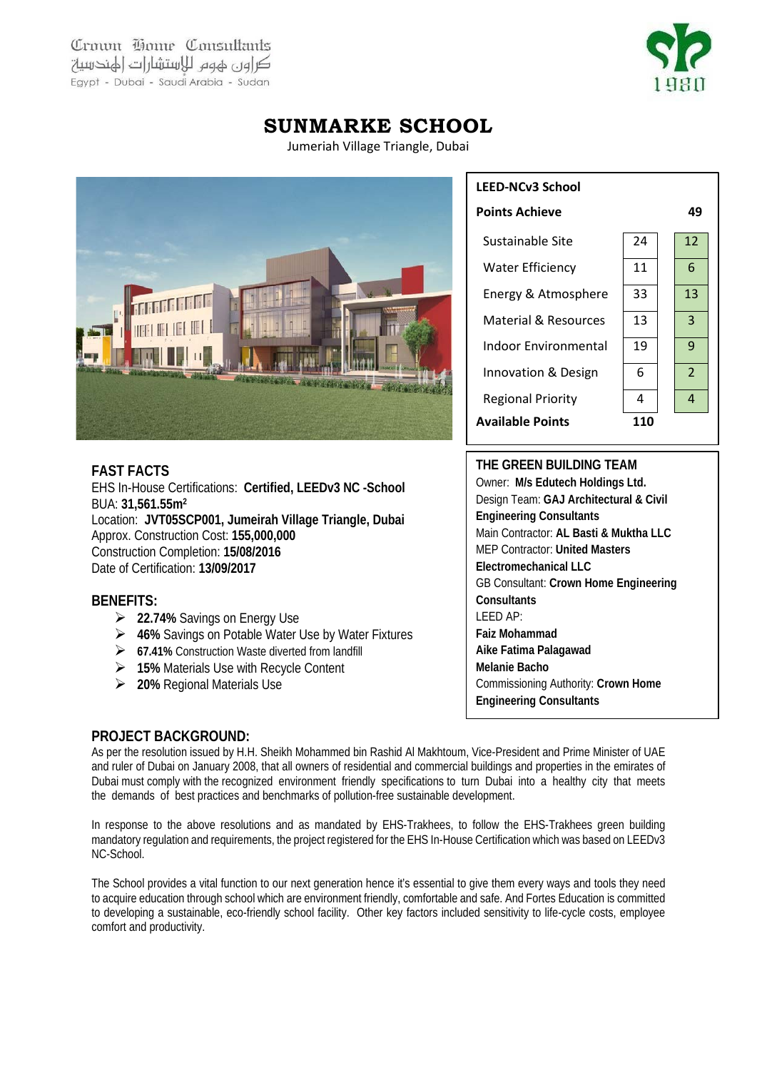Crown Home Consultants
كراون هوم للإستشارات الهندسية
Egypt - Dubai - Saudi Arabia - Sudan

1980

# SUNMARKE SCHOOL

Jumeriah Village Triangle, Dubai

| LEED-NCv3 School | | |
|---|---|---|
| **Points Achieve** | | **49** |
| Sustainable Site | 24 | 12 |
| Water Efficiency | 11 | 6 |
| Energy & Atmosphere | 33 | 13 |
| Material & Resources | 13 | 3 |
| Indoor Environmental | 19 | 9 |
| Innovation & Design | 6 | 2 |
| Regional Priority | 4 | 4 |
| **Available Points** | **110** | |

## FAST FACTS

EHS In-House Certifications: **Certified, LEEDv3 NC -School**
BUA: **31,561.55m²**
Location: **JVT05SCP001, Jumeirah Village Triangle, Dubai**
Approx. Construction Cost: **155,000,000**
Construction Completion: **15/08/2016**
Date of Certification: **13/09/2017**

## BENEFITS:

- **22.74%** Savings on Energy Use
- **46%** Savings on Potable Water Use by Water Fixtures
- **67.41%** Construction Waste diverted from landfill
- **15%** Materials Use with Recycle Content
- **20%** Regional Materials Use

## THE GREEN BUILDING TEAM

Owner: **M/s Edutech Holdings Ltd.**
Design Team: **GAJ Architectural & Civil Engineering Consultants**
Main Contractor: **AL Basti & Mukhta LLC**
MEP Contractor: **United Masters Electromechanical LLC**
GB Consultant: **Crown Home Engineering Consultants**
LEED AP:
**Faiz Mohammad**
**Aike Fatima Palagawad**
**Melanie Bacho**
Commissioning Authority: **Crown Home Engineering Consultants**

## PROJECT BACKGROUND:

As per the resolution issued by H.H. Sheikh Mohammed bin Rashid Al Makhtoum, Vice-President and Prime Minister of UAE and ruler of Dubai on January 2008, that all owners of residential and commercial buildings and properties in the emirates of Dubai must comply with the recognized environment friendly specifications to turn Dubai into a healthy city that meets the demands of best practices and benchmarks of pollution-free sustainable development.

In response to the above resolutions and as mandated by EHS-Trakhees, to follow the EHS-Trakhees green building mandatory regulation and requirements, the project registered for the EHS In-House Certification which was based on LEEDv3 NC-School.

The School provides a vital function to our next generation hence it's essential to give them every ways and tools they need to acquire education through school which are environment friendly, comfortable and safe. And Fortes Education is committed to developing a sustainable, eco-friendly school facility. Other key factors included sensitivity to life-cycle costs, employee comfort and productivity.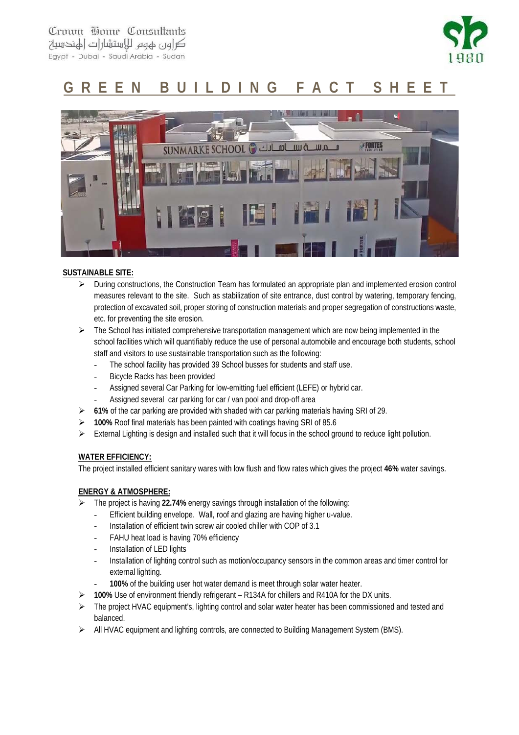Crown Home Consultants
كراون هوم للإستشارات الهندسية
Egypt - Dubai - Saudi Arabia - Sudan

# GREEN BUILDING FACT SHEET

**SUSTAINABLE SITE:**

- During constructions, the Construction Team has formulated an appropriate plan and implemented erosion control measures relevant to the site. Such as stabilization of site entrance, dust control by watering, temporary fencing, protection of excavated soil, proper storing of construction materials and proper segregation of constructions waste, etc. for preventing the site erosion.
- The School has initiated comprehensive transportation management which are now being implemented in the school facilities which will quantifiably reduce the use of personal automobile and encourage both students, school staff and visitors to use sustainable transportation such as the following:
  - The school facility has provided 39 School busses for students and staff use.
  - Bicycle Racks has been provided
  - Assigned several Car Parking for low-emitting fuel efficient (LEFE) or hybrid car.
  - Assigned several car parking for car / van pool and drop-off area
- **61%** of the car parking are provided with shaded with car parking materials having SRI of 29.
- **100%** Roof final materials has been painted with coatings having SRI of 85.6
- External Lighting is design and installed such that it will focus in the school ground to reduce light pollution.

**WATER EFFICIENCY:**

The project installed efficient sanitary wares with low flush and flow rates which gives the project **46%** water savings.

**ENERGY & ATMOSPHERE:**

- The project is having **22.74%** energy savings through installation of the following:
  - Efficient building envelope. Wall, roof and glazing are having higher u-value.
  - Installation of efficient twin screw air cooled chiller with COP of 3.1
  - FAHU heat load is having 70% efficiency
  - Installation of LED lights
  - Installation of lighting control such as motion/occupancy sensors in the common areas and timer control for external lighting.
  - **100%** of the building user hot water demand is meet through solar water heater.
- **100%** Use of environment friendly refrigerant – R134A for chillers and R410A for the DX units.
- The project HVAC equipment's, lighting control and solar water heater has been commissioned and tested and balanced.
- All HVAC equipment and lighting controls, are connected to Building Management System (BMS).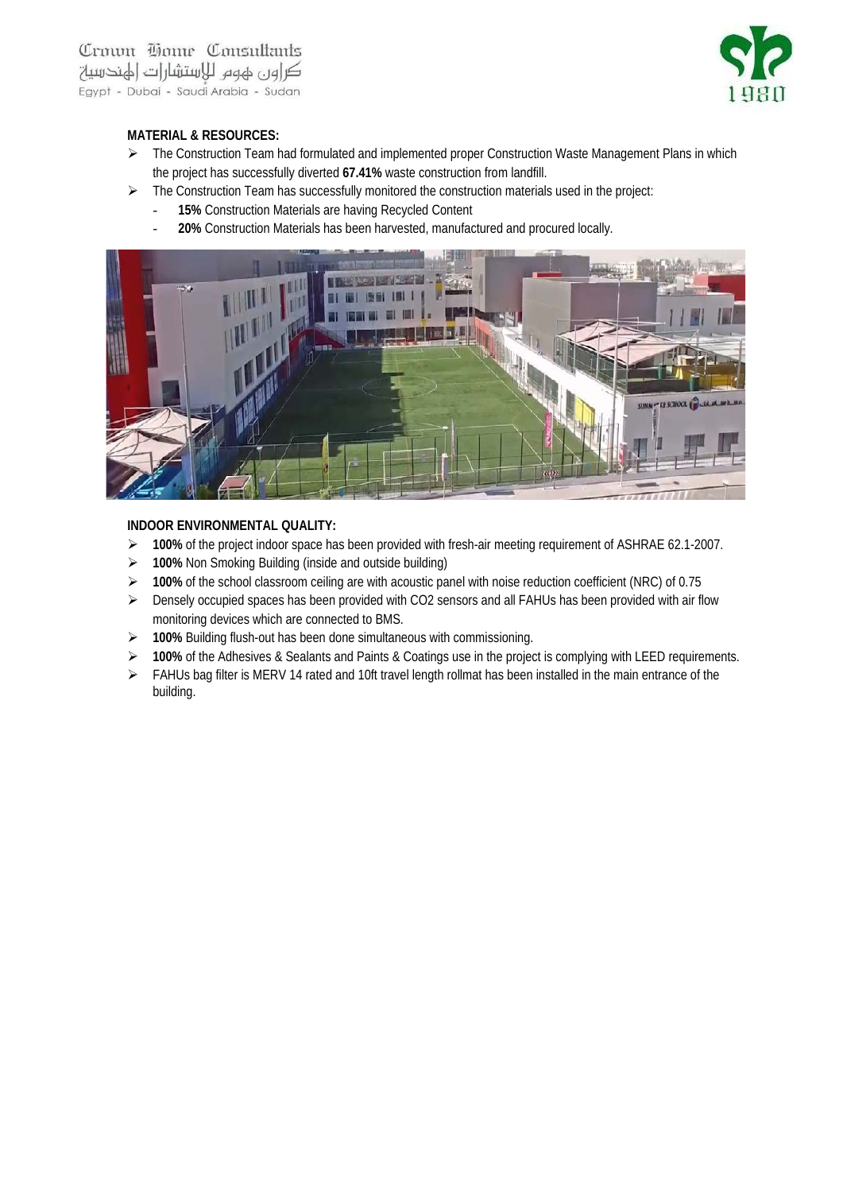**MATERIAL & RESOURCES:**

- The Construction Team had formulated and implemented proper Construction Waste Management Plans in which the project has successfully diverted **67.41%** waste construction from landfill.
- The Construction Team has successfully monitored the construction materials used in the project:
  - **15%** Construction Materials are having Recycled Content
  - **20%** Construction Materials has been harvested, manufactured and procured locally.

**INDOOR ENVIRONMENTAL QUALITY:**

- **100%** of the project indoor space has been provided with fresh-air meeting requirement of ASHRAE 62.1-2007.
- **100%** Non Smoking Building (inside and outside building)
- **100%** of the school classroom ceiling are with acoustic panel with noise reduction coefficient (NRC) of 0.75
- Densely occupied spaces has been provided with $CO_2$ sensors and all FAHUs has been provided with air flow monitoring devices which are connected to BMS.
- **100%** Building flush-out has been done simultaneous with commissioning.
- **100%** of the Adhesives & Sealants and Paints & Coatings use in the project is complying with LEED requirements.
- FAHUs bag filter is MERV 14 rated and 10ft travel length rollmat has been installed in the main entrance of the building.